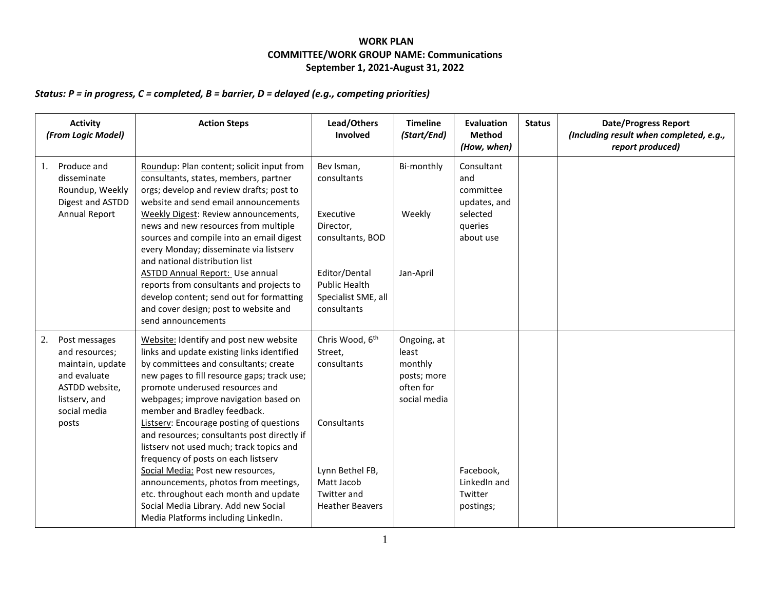**WORK PLAN**
**COMMITTEE/WORK GROUP NAME: Communications**
**September 1, 2021-August 31, 2022**

***Status: P = in progress, C = completed, B = barrier, D = delayed (e.g., competing priorities)***

| Activity *(From Logic Model)* | Action Steps | Lead/Others Involved | Timeline *(Start/End)* | Evaluation Method *(How, when)* | Status | Date/Progress Report *(Including result when completed, e.g., report produced)* |
|---|---|---|---|---|---|---|
| 1. Produce and disseminate Roundup, Weekly Digest and ASTDD Annual Report | Roundup: Plan content; solicit input from consultants, states, members, partner orgs; develop and review drafts; post to website and send email announcements<br>Weekly Digest: Review announcements, news and new resources from multiple sources and compile into an email digest every Monday; disseminate via listserv and national distribution list<br>ASTDD Annual Report: Use annual reports from consultants and projects to develop content; send out for formatting and cover design; post to website and send announcements | Bev Isman, consultants<br><br>Executive Director, consultants, BOD<br><br>Editor/Dental Public Health Specialist SME, all consultants | Bi-monthly<br><br>Weekly<br><br>Jan-April | Consultant and committee updates, and selected queries about use | | |
| 2. Post messages and resources; maintain, update and evaluate ASTDD website, listserv, and social media posts | Website: Identify and post new website links and update existing links identified by committees and consultants; create new pages to fill resource gaps; track use; promote underused resources and webpages; improve navigation based on member and Bradley feedback.<br>Listserv: Encourage posting of questions and resources; consultants post directly if listserv not used much; track topics and frequency of posts on each listserv<br>Social Media: Post new resources, announcements, photos from meetings, etc. throughout each month and update Social Media Library. Add new Social Media Platforms including LinkedIn. | Chris Wood, 6th Street, consultants<br><br>Consultants<br><br>Lynn Bethel FB, Matt Jacob Twitter and Heather Beavers | Ongoing, at least monthly posts; more often for social media | Facebook, LinkedIn and Twitter postings; | | |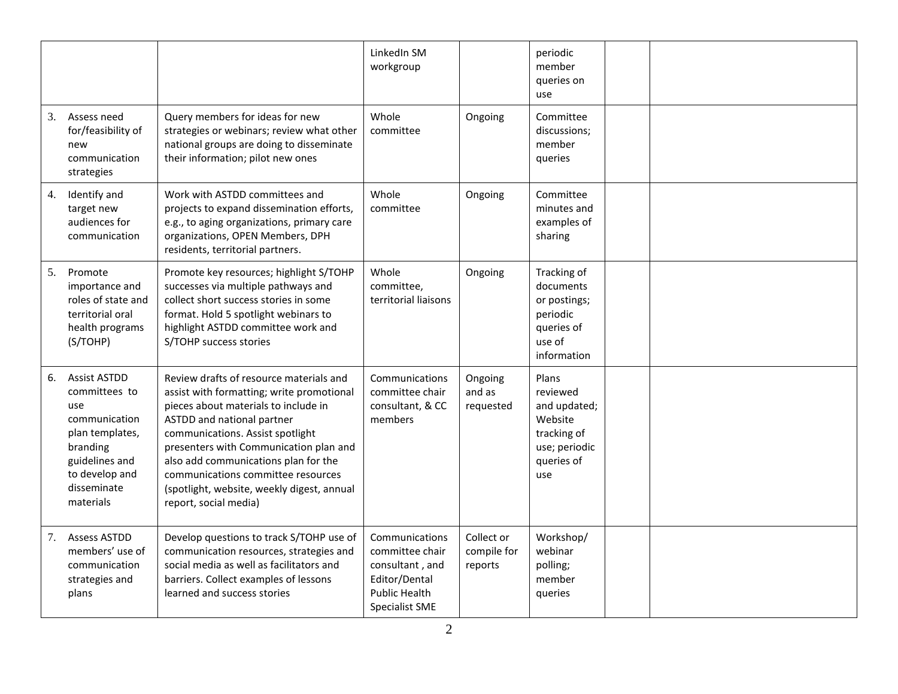|  |  |  |  |  |  |  |
|---|---|---|---|---|---|---|
|  |  | LinkedIn SM workgroup |  | periodic member queries on use |  |  |
| 3. Assess need for/feasibility of new communication strategies | Query members for ideas for new strategies or webinars; review what other national groups are doing to disseminate their information; pilot new ones | Whole committee | Ongoing | Committee discussions; member queries |  |  |
| 4. Identify and target new audiences for communication | Work with ASTDD committees and projects to expand dissemination efforts, e.g., to aging organizations, primary care organizations, OPEN Members, DPH residents, territorial partners. | Whole committee | Ongoing | Committee minutes and examples of sharing |  |  |
| 5. Promote importance and roles of state and territorial oral health programs (S/TOHP) | Promote key resources; highlight S/TOHP successes via multiple pathways and collect short success stories in some format. Hold 5 spotlight webinars to highlight ASTDD committee work and S/TOHP success stories | Whole committee, territorial liaisons | Ongoing | Tracking of documents or postings; periodic queries of use of information |  |  |
| 6. Assist ASTDD committees to use communication plan templates, branding guidelines and to develop and disseminate materials | Review drafts of resource materials and assist with formatting; write promotional pieces about materials to include in ASTDD and national partner communications. Assist spotlight presenters with Communication plan and also add communications plan for the communications committee resources (spotlight, website, weekly digest, annual report, social media) | Communications committee chair consultant, & CC members | Ongoing and as requested | Plans reviewed and updated; Website tracking of use; periodic queries of use |  |  |
| 7. Assess ASTDD members' use of communication strategies and plans | Develop questions to track S/TOHP use of communication resources, strategies and social media as well as facilitators and barriers. Collect examples of lessons learned and success stories | Communications committee chair consultant , and Editor/Dental Public Health Specialist SME | Collect or compile for reports | Workshop/ webinar polling; member queries |  |  |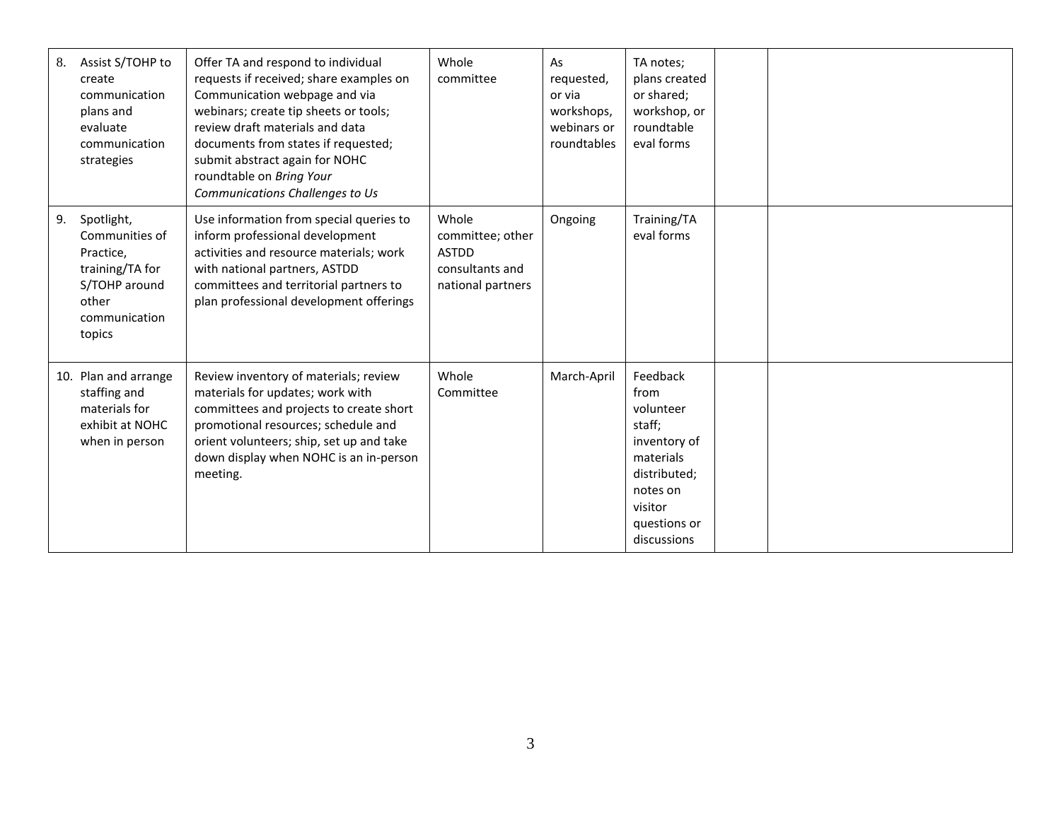| | | | | | | |
|---|---|---|---|---|---|---|
| 8. Assist S/TOHP to create communication plans and evaluate communication strategies | Offer TA and respond to individual requests if received; share examples on Communication webpage and via webinars; create tip sheets or tools; review draft materials and data documents from states if requested; submit abstract again for NOHC roundtable on *Bring Your Communications Challenges to Us* | Whole committee | As requested, or via workshops, webinars or roundtables | TA notes; plans created or shared; workshop, or roundtable eval forms | | |
| 9. Spotlight, Communities of Practice, training/TA for S/TOHP around other communication topics | Use information from special queries to inform professional development activities and resource materials; work with national partners, ASTDD committees and territorial partners to plan professional development offerings | Whole committee; other ASTDD consultants and national partners | Ongoing | Training/TA eval forms | | |
| 10. Plan and arrange staffing and materials for exhibit at NOHC when in person | Review inventory of materials; review materials for updates; work with committees and projects to create short promotional resources; schedule and orient volunteers; ship, set up and take down display when NOHC is an in-person meeting. | Whole Committee | March-April | Feedback from volunteer staff; inventory of materials distributed; notes on visitor questions or discussions | | |